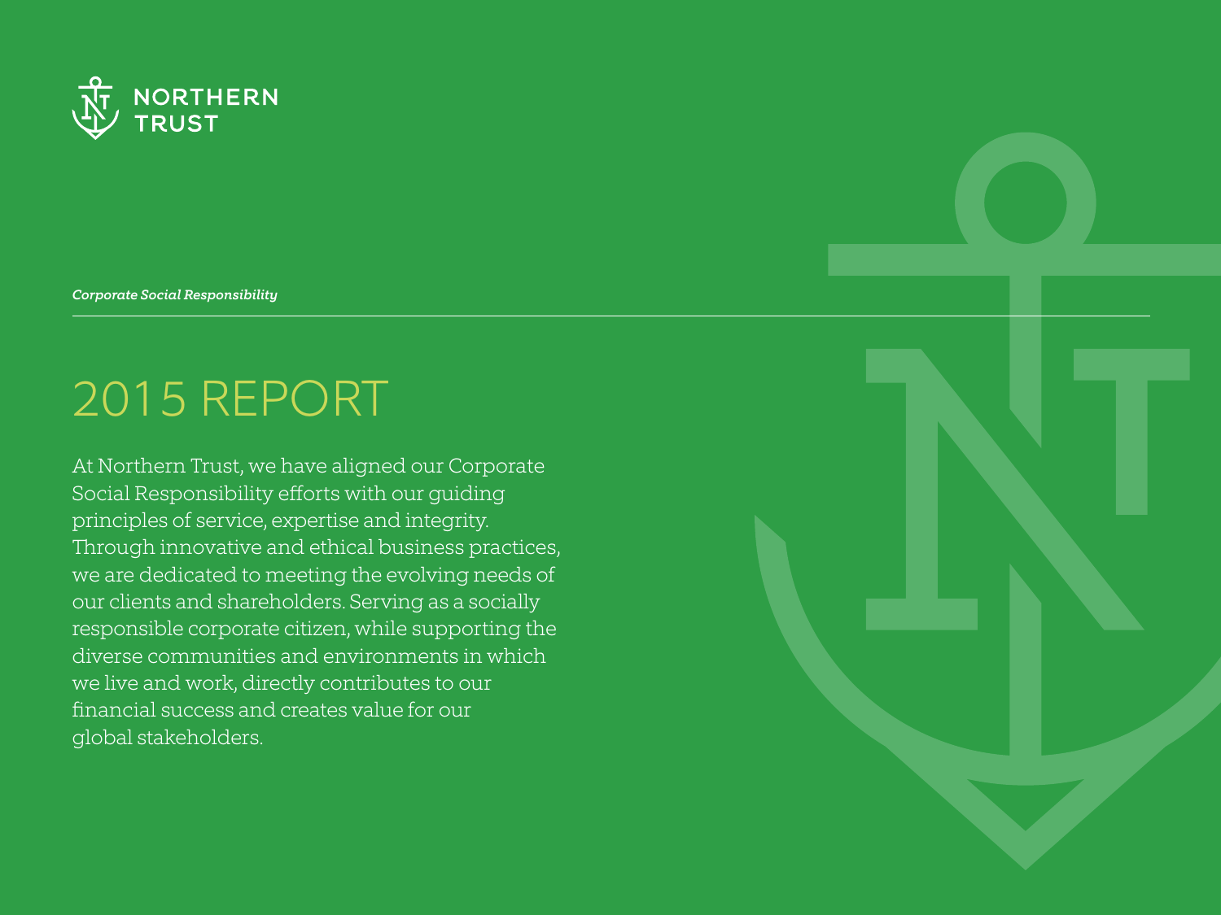NORTHERN TRUST

*Corporate Social Responsibility*

# 2015 REPORT

At Northern Trust, we have aligned our Corporate Social Responsibility efforts with our guiding principles of service, expertise and integrity. Through innovative and ethical business practices, we are dedicated to meeting the evolving needs of our clients and shareholders. Serving as a socially responsible corporate citizen, while supporting the diverse communities and environments in which we live and work, directly contributes to our financial success and creates value for our global stakeholders.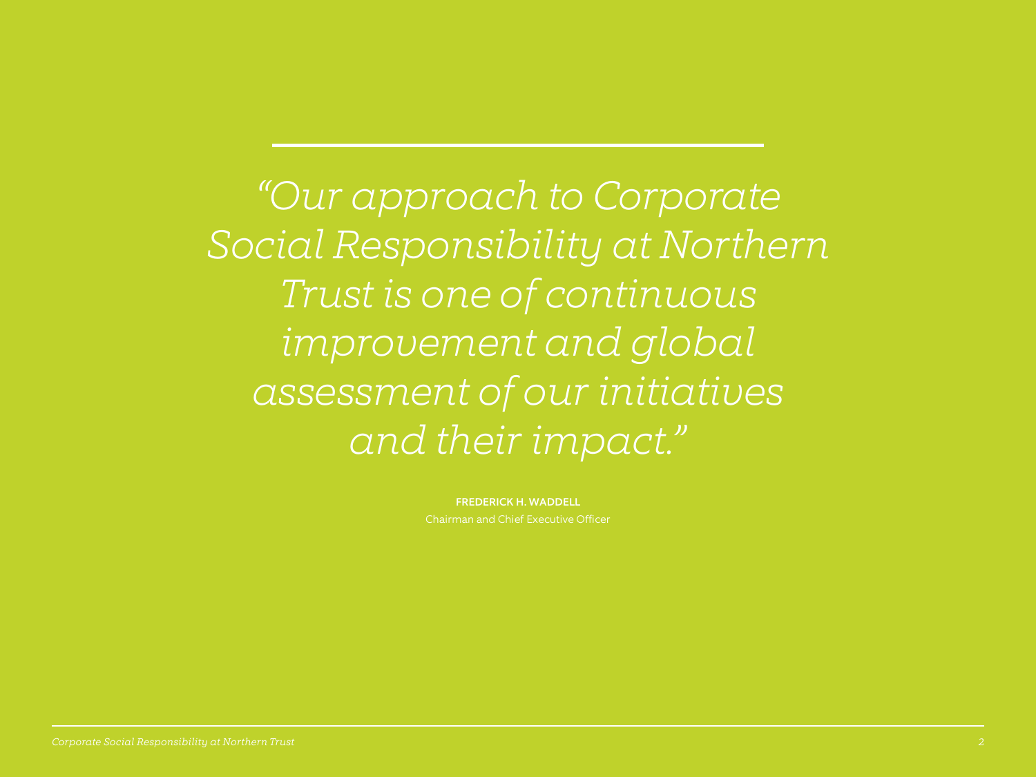*"Our approach to Corporate Social Responsibility at Northern Trust is one of continuous improvement and global assessment of our initiatives and their impact."*

**FREDERICK H. WADDELL**
Chairman and Chief Executive Officer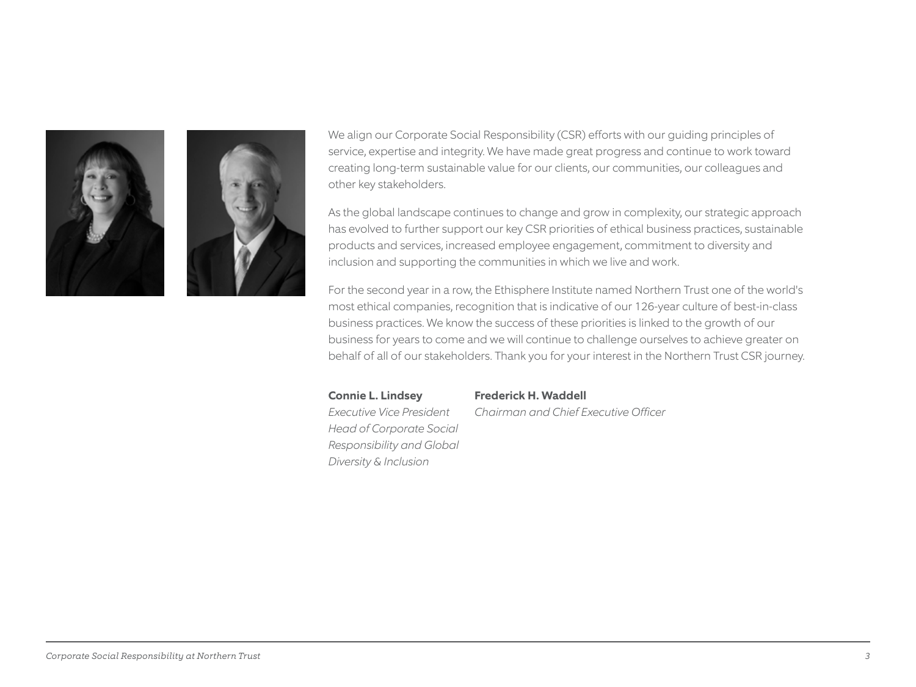We align our Corporate Social Responsibility (CSR) efforts with our guiding principles of service, expertise and integrity. We have made great progress and continue to work toward creating long-term sustainable value for our clients, our communities, our colleagues and other key stakeholders.

As the global landscape continues to change and grow in complexity, our strategic approach has evolved to further support our key CSR priorities of ethical business practices, sustainable products and services, increased employee engagement, commitment to diversity and inclusion and supporting the communities in which we live and work.

For the second year in a row, the Ethisphere Institute named Northern Trust one of the world's most ethical companies, recognition that is indicative of our 126-year culture of best-in-class business practices. We know the success of these priorities is linked to the growth of our business for years to come and we will continue to challenge ourselves to achieve greater on behalf of all of our stakeholders. Thank you for your interest in the Northern Trust CSR journey.

**Connie L. Lindsey**
*Executive Vice President*
*Head of Corporate Social Responsibility and Global Diversity & Inclusion*

**Frederick H. Waddell**
*Chairman and Chief Executive Officer*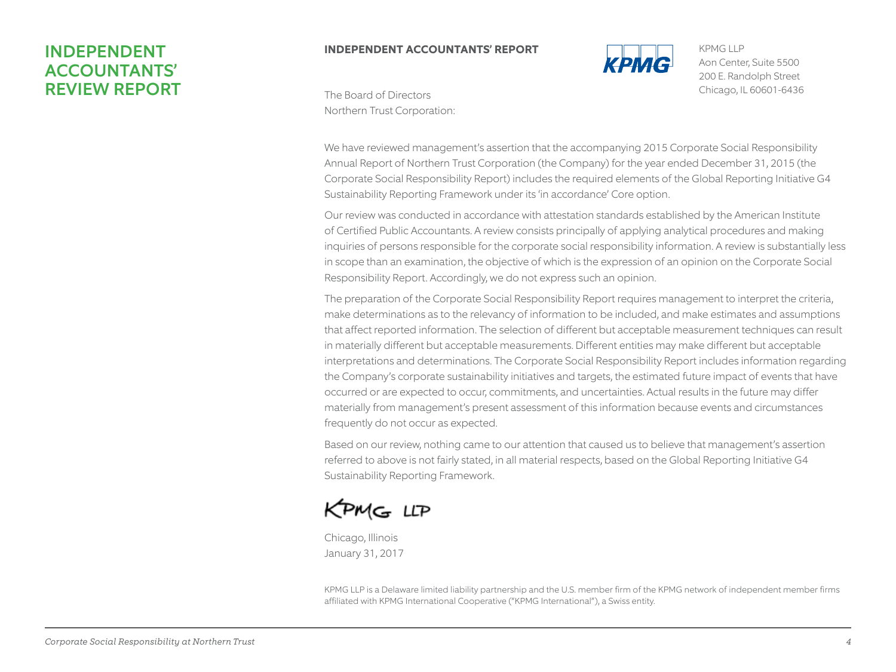# INDEPENDENT ACCOUNTANTS' REVIEW REPORT

**INDEPENDENT ACCOUNTANTS' REPORT**

KPMG LLP
Aon Center, Suite 5500
200 E. Randolph Street
Chicago, IL 60601-6436

The Board of Directors
Northern Trust Corporation:

We have reviewed management's assertion that the accompanying 2015 Corporate Social Responsibility Annual Report of Northern Trust Corporation (the Company) for the year ended December 31, 2015 (the Corporate Social Responsibility Report) includes the required elements of the Global Reporting Initiative G4 Sustainability Reporting Framework under its 'in accordance' Core option.

Our review was conducted in accordance with attestation standards established by the American Institute of Certified Public Accountants. A review consists principally of applying analytical procedures and making inquiries of persons responsible for the corporate social responsibility information. A review is substantially less in scope than an examination, the objective of which is the expression of an opinion on the Corporate Social Responsibility Report. Accordingly, we do not express such an opinion.

The preparation of the Corporate Social Responsibility Report requires management to interpret the criteria, make determinations as to the relevancy of information to be included, and make estimates and assumptions that affect reported information. The selection of different but acceptable measurement techniques can result in materially different but acceptable measurements. Different entities may make different but acceptable interpretations and determinations. The Corporate Social Responsibility Report includes information regarding the Company's corporate sustainability initiatives and targets, the estimated future impact of events that have occurred or are expected to occur, commitments, and uncertainties. Actual results in the future may differ materially from management's present assessment of this information because events and circumstances frequently do not occur as expected.

Based on our review, nothing came to our attention that caused us to believe that management's assertion referred to above is not fairly stated, in all material respects, based on the Global Reporting Initiative G4 Sustainability Reporting Framework.

KPMG LLP

Chicago, Illinois
January 31, 2017

KPMG LLP is a Delaware limited liability partnership and the U.S. member firm of the KPMG network of independent member firms affiliated with KPMG International Cooperative ("KPMG International"), a Swiss entity.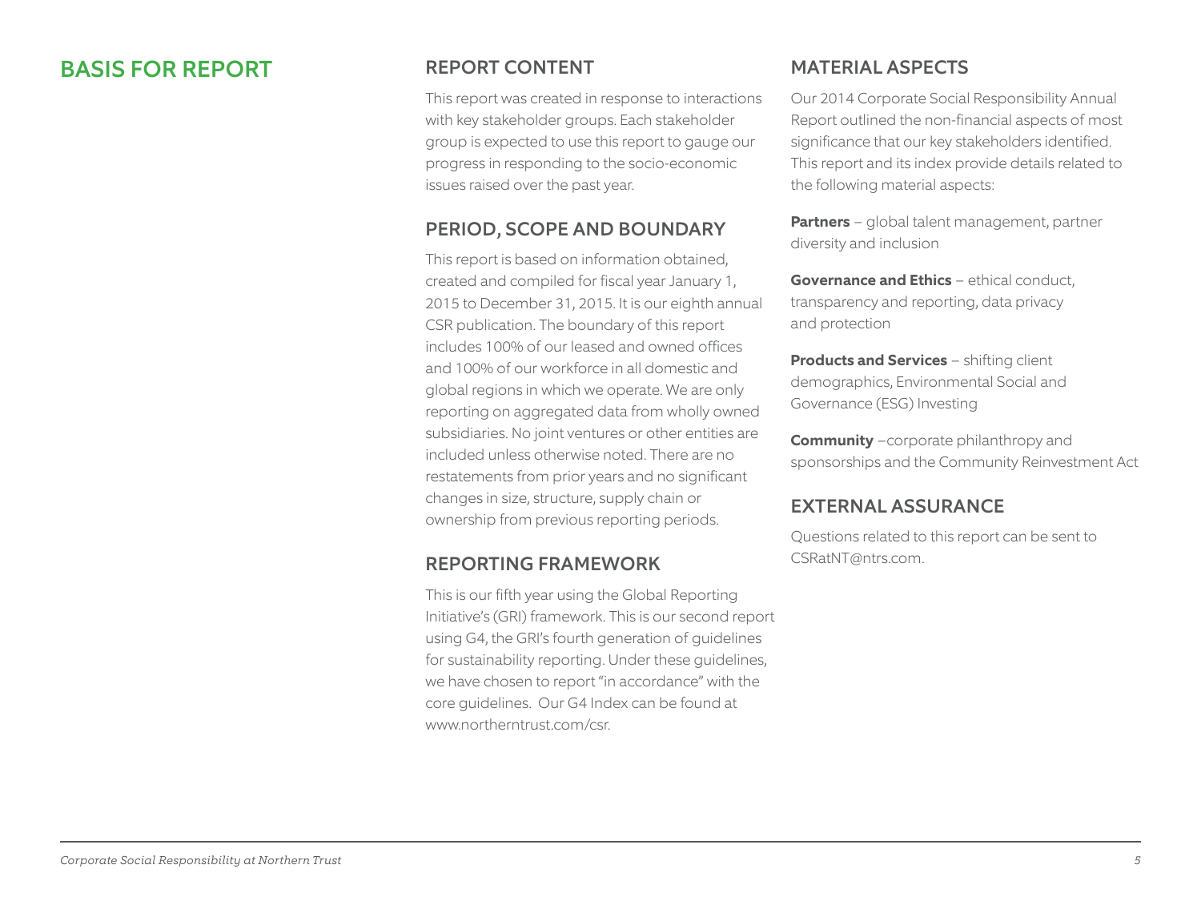# BASIS FOR REPORT

## REPORT CONTENT

This report was created in response to interactions with key stakeholder groups. Each stakeholder group is expected to use this report to gauge our progress in responding to the socio-economic issues raised over the past year.

## PERIOD, SCOPE AND BOUNDARY

This report is based on information obtained, created and compiled for fiscal year January 1, 2015 to December 31, 2015. It is our eighth annual CSR publication. The boundary of this report includes 100% of our leased and owned offices and 100% of our workforce in all domestic and global regions in which we operate. We are only reporting on aggregated data from wholly owned subsidiaries. No joint ventures or other entities are included unless otherwise noted. There are no restatements from prior years and no significant changes in size, structure, supply chain or ownership from previous reporting periods.

## REPORTING FRAMEWORK

This is our fifth year using the Global Reporting Initiative's (GRI) framework. This is our second report using G4, the GRI's fourth generation of guidelines for sustainability reporting. Under these guidelines, we have chosen to report "in accordance" with the core guidelines. Our G4 Index can be found at www.northerntrust.com/csr.

## MATERIAL ASPECTS

Our 2014 Corporate Social Responsibility Annual Report outlined the non-financial aspects of most significance that our key stakeholders identified. This report and its index provide details related to the following material aspects:

**Partners** – global talent management, partner diversity and inclusion

**Governance and Ethics** – ethical conduct, transparency and reporting, data privacy and protection

**Products and Services** – shifting client demographics, Environmental Social and Governance (ESG) Investing

**Community** –corporate philanthropy and sponsorships and the Community Reinvestment Act

## EXTERNAL ASSURANCE

Questions related to this report can be sent to CSRatNT@ntrs.com.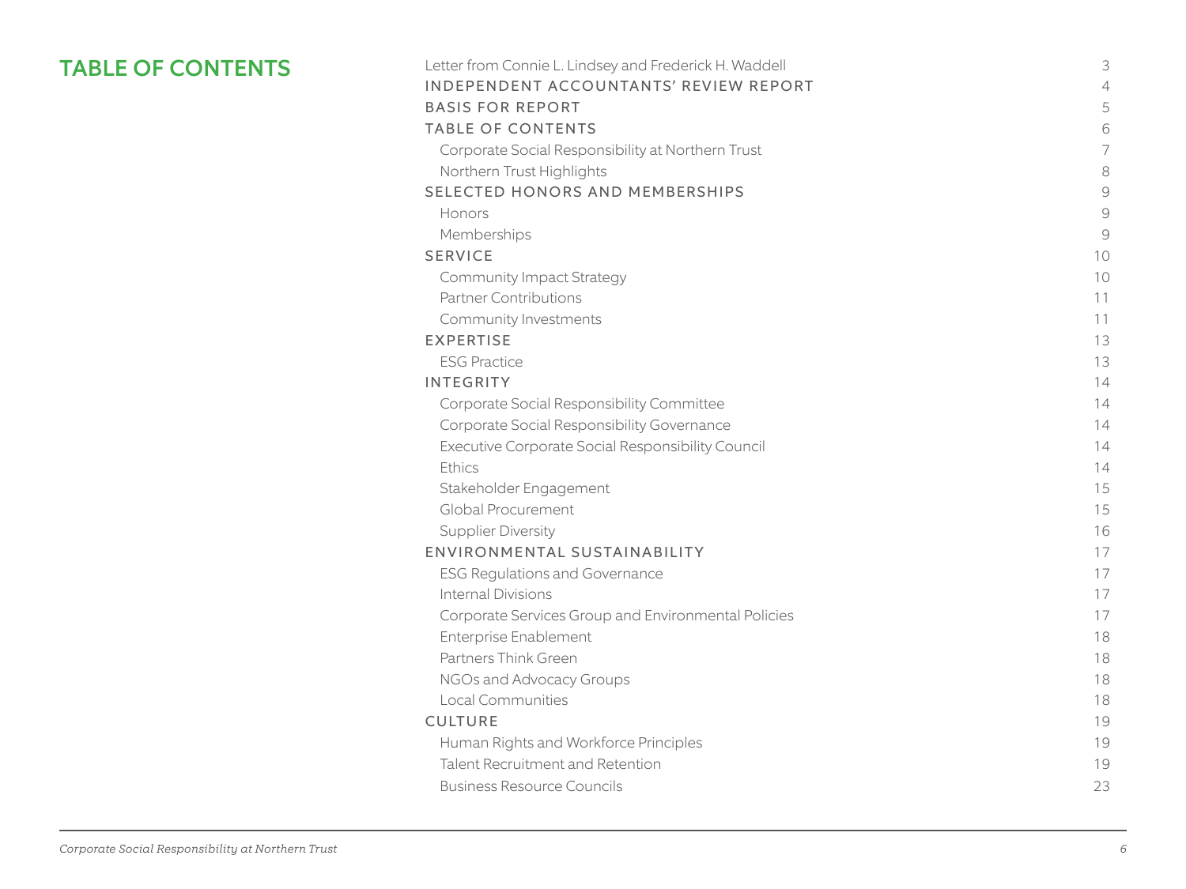# TABLE OF CONTENTS

| | |
|---|---|
| Letter from Connie L. Lindsey and Frederick H. Waddell | 3 |
| INDEPENDENT ACCOUNTANTS' REVIEW REPORT | 4 |
| BASIS FOR REPORT | 5 |
| TABLE OF CONTENTS | 6 |
| Corporate Social Responsibility at Northern Trust | 7 |
| Northern Trust Highlights | 8 |
| SELECTED HONORS AND MEMBERSHIPS | 9 |
| Honors | 9 |
| Memberships | 9 |
| SERVICE | 10 |
| Community Impact Strategy | 10 |
| Partner Contributions | 11 |
| Community Investments | 11 |
| EXPERTISE | 13 |
| ESG Practice | 13 |
| INTEGRITY | 14 |
| Corporate Social Responsibility Committee | 14 |
| Corporate Social Responsibility Governance | 14 |
| Executive Corporate Social Responsibility Council | 14 |
| Ethics | 14 |
| Stakeholder Engagement | 15 |
| Global Procurement | 15 |
| Supplier Diversity | 16 |
| ENVIRONMENTAL SUSTAINABILITY | 17 |
| ESG Regulations and Governance | 17 |
| Internal Divisions | 17 |
| Corporate Services Group and Environmental Policies | 17 |
| Enterprise Enablement | 18 |
| Partners Think Green | 18 |
| NGOs and Advocacy Groups | 18 |
| Local Communities | 18 |
| CULTURE | 19 |
| Human Rights and Workforce Principles | 19 |
| Talent Recruitment and Retention | 19 |
| Business Resource Councils | 23 |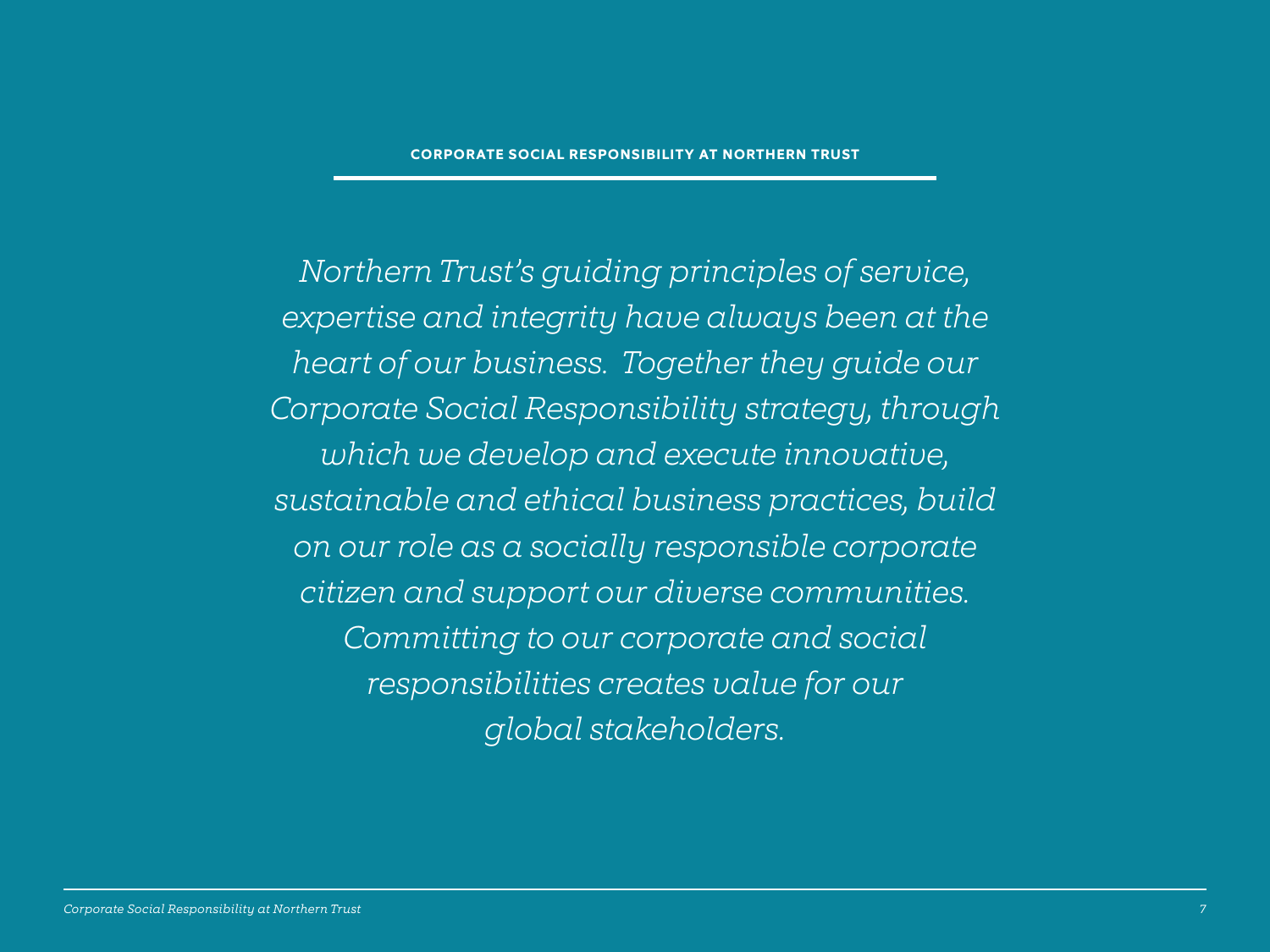## CORPORATE SOCIAL RESPONSIBILITY AT NORTHERN TRUST

*Northern Trust's guiding principles of service, expertise and integrity have always been at the heart of our business. Together they guide our Corporate Social Responsibility strategy, through which we develop and execute innovative, sustainable and ethical business practices, build on our role as a socially responsible corporate citizen and support our diverse communities. Committing to our corporate and social responsibilities creates value for our global stakeholders.*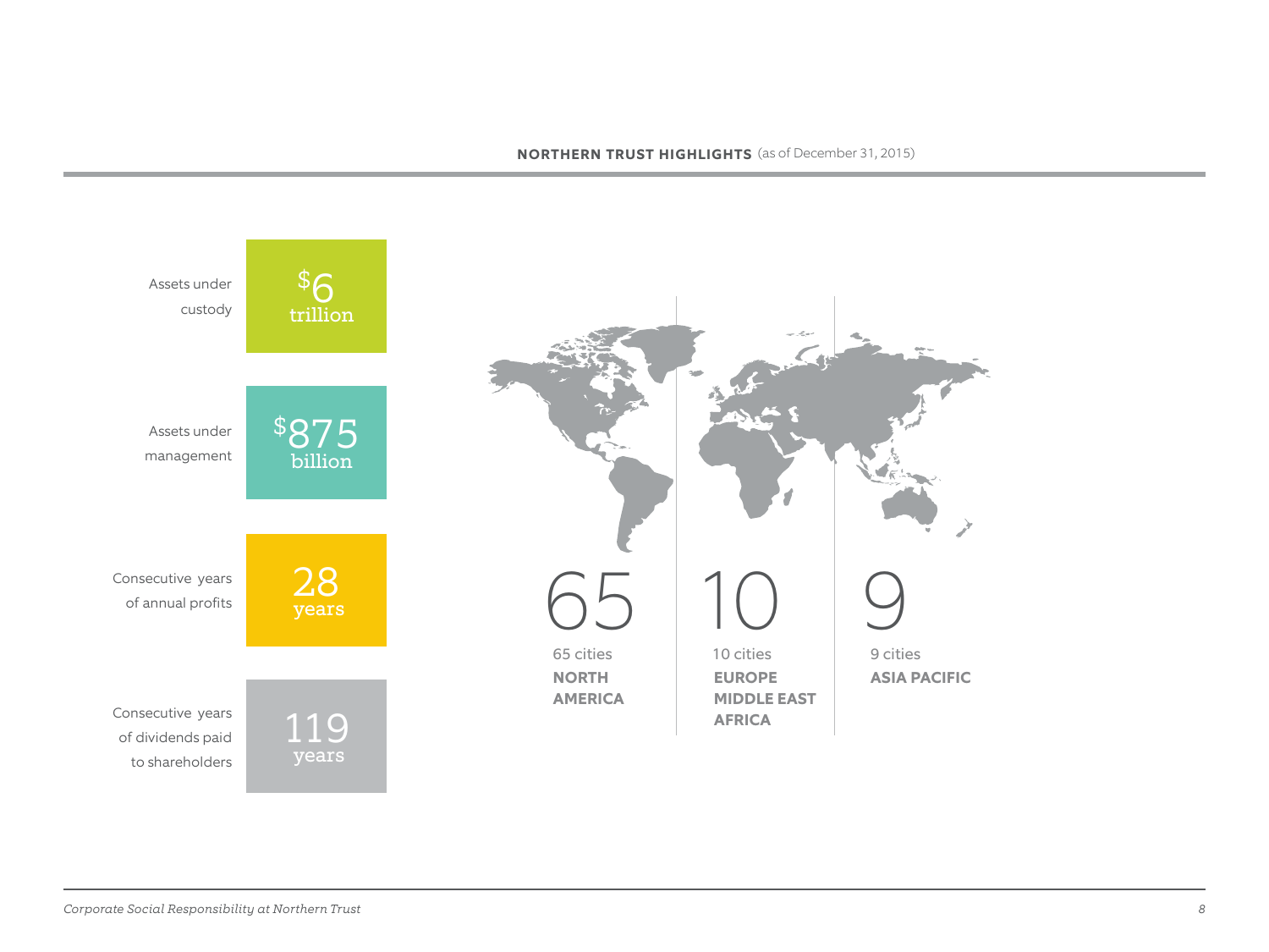**NORTHERN TRUST HIGHLIGHTS** (as of December 31, 2015)

| | |
|---|---|
| Assets under custody | $6 trillion |
| Assets under management | $875 billion |
| Consecutive years of annual profits | 28 years |
| Consecutive years of dividends paid to shareholders | 119 years |

| 65 | 10 | 9 |
|---|---|---|
| 65 cities | 10 cities | 9 cities |
| **NORTH AMERICA** | **EUROPE MIDDLE EAST AFRICA** | **ASIA PACIFIC** |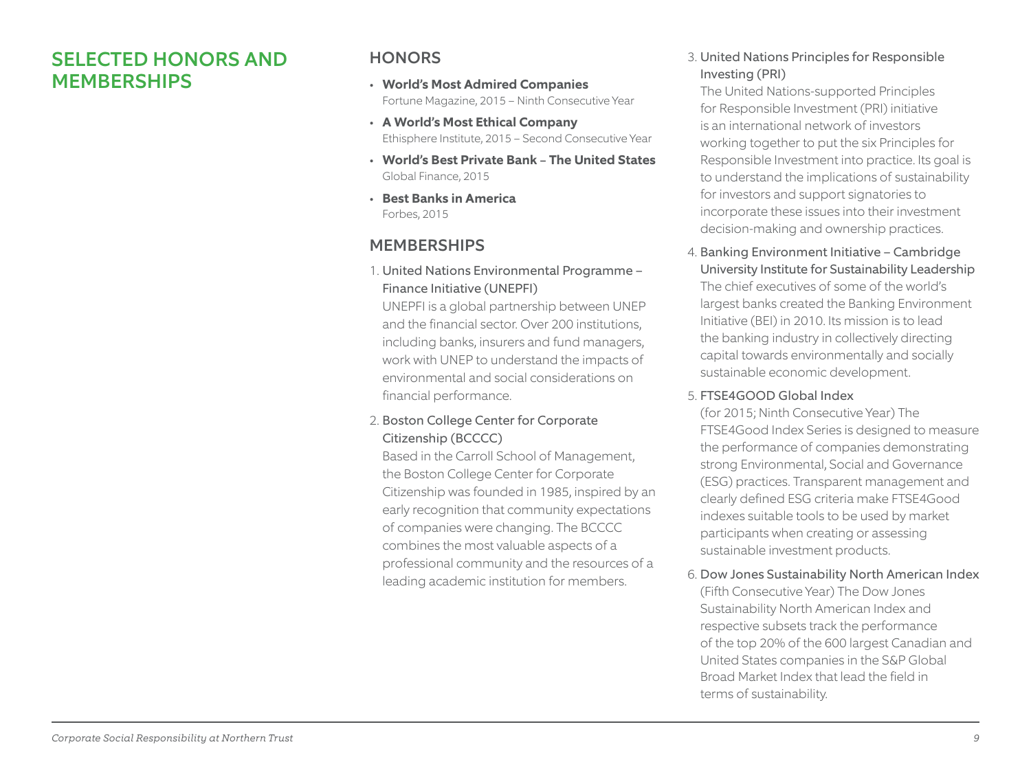# SELECTED HONORS AND MEMBERSHIPS

## HONORS

- **World's Most Admired Companies**
  Fortune Magazine, 2015 – Ninth Consecutive Year
- **A World's Most Ethical Company**
  Ethisphere Institute, 2015 – Second Consecutive Year
- **World's Best Private Bank – The United States**
  Global Finance, 2015
- **Best Banks in America**
  Forbes, 2015

## MEMBERSHIPS

1. United Nations Environmental Programme – Finance Initiative (UNEPFI)
   UNEPFI is a global partnership between UNEP and the financial sector. Over 200 institutions, including banks, insurers and fund managers, work with UNEP to understand the impacts of environmental and social considerations on financial performance.

2. Boston College Center for Corporate Citizenship (BCCCC)
   Based in the Carroll School of Management, the Boston College Center for Corporate Citizenship was founded in 1985, inspired by an early recognition that community expectations of companies were changing. The BCCCC combines the most valuable aspects of a professional community and the resources of a leading academic institution for members.

3. United Nations Principles for Responsible Investing (PRI)
   The United Nations-supported Principles for Responsible Investment (PRI) initiative is an international network of investors working together to put the six Principles for Responsible Investment into practice. Its goal is to understand the implications of sustainability for investors and support signatories to incorporate these issues into their investment decision-making and ownership practices.

4. Banking Environment Initiative – Cambridge University Institute for Sustainability Leadership
   The chief executives of some of the world's largest banks created the Banking Environment Initiative (BEI) in 2010. Its mission is to lead the banking industry in collectively directing capital towards environmentally and socially sustainable economic development.

5. FTSE4GOOD Global Index
   (for 2015; Ninth Consecutive Year) The FTSE4Good Index Series is designed to measure the performance of companies demonstrating strong Environmental, Social and Governance (ESG) practices. Transparent management and clearly defined ESG criteria make FTSE4Good indexes suitable tools to be used by market participants when creating or assessing sustainable investment products.

6. Dow Jones Sustainability North American Index
   (Fifth Consecutive Year) The Dow Jones Sustainability North American Index and respective subsets track the performance of the top 20% of the 600 largest Canadian and United States companies in the S&P Global Broad Market Index that lead the field in terms of sustainability.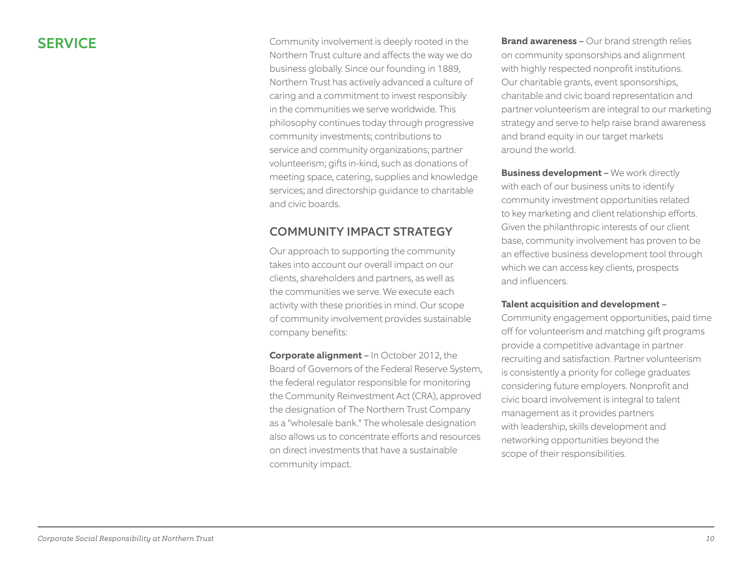## SERVICE

Community involvement is deeply rooted in the Northern Trust culture and affects the way we do business globally. Since our founding in 1889, Northern Trust has actively advanced a culture of caring and a commitment to invest responsibly in the communities we serve worldwide. This philosophy continues today through progressive community investments; contributions to service and community organizations; partner volunteerism; gifts in-kind, such as donations of meeting space, catering, supplies and knowledge services; and directorship guidance to charitable and civic boards.

### COMMUNITY IMPACT STRATEGY

Our approach to supporting the community takes into account our overall impact on our clients, shareholders and partners, as well as the communities we serve. We execute each activity with these priorities in mind. Our scope of community involvement provides sustainable company benefits:

**Corporate alignment –** In October 2012, the Board of Governors of the Federal Reserve System, the federal regulator responsible for monitoring the Community Reinvestment Act (CRA), approved the designation of The Northern Trust Company as a "wholesale bank." The wholesale designation also allows us to concentrate efforts and resources on direct investments that have a sustainable community impact.

**Brand awareness –** Our brand strength relies on community sponsorships and alignment with highly respected nonprofit institutions. Our charitable grants, event sponsorships, charitable and civic board representation and partner volunteerism are integral to our marketing strategy and serve to help raise brand awareness and brand equity in our target markets around the world.

**Business development –** We work directly with each of our business units to identify community investment opportunities related to key marketing and client relationship efforts. Given the philanthropic interests of our client base, community involvement has proven to be an effective business development tool through which we can access key clients, prospects and influencers.

**Talent acquisition and development –** Community engagement opportunities, paid time off for volunteerism and matching gift programs provide a competitive advantage in partner recruiting and satisfaction. Partner volunteerism is consistently a priority for college graduates considering future employers. Nonprofit and civic board involvement is integral to talent management as it provides partners with leadership, skills development and networking opportunities beyond the scope of their responsibilities.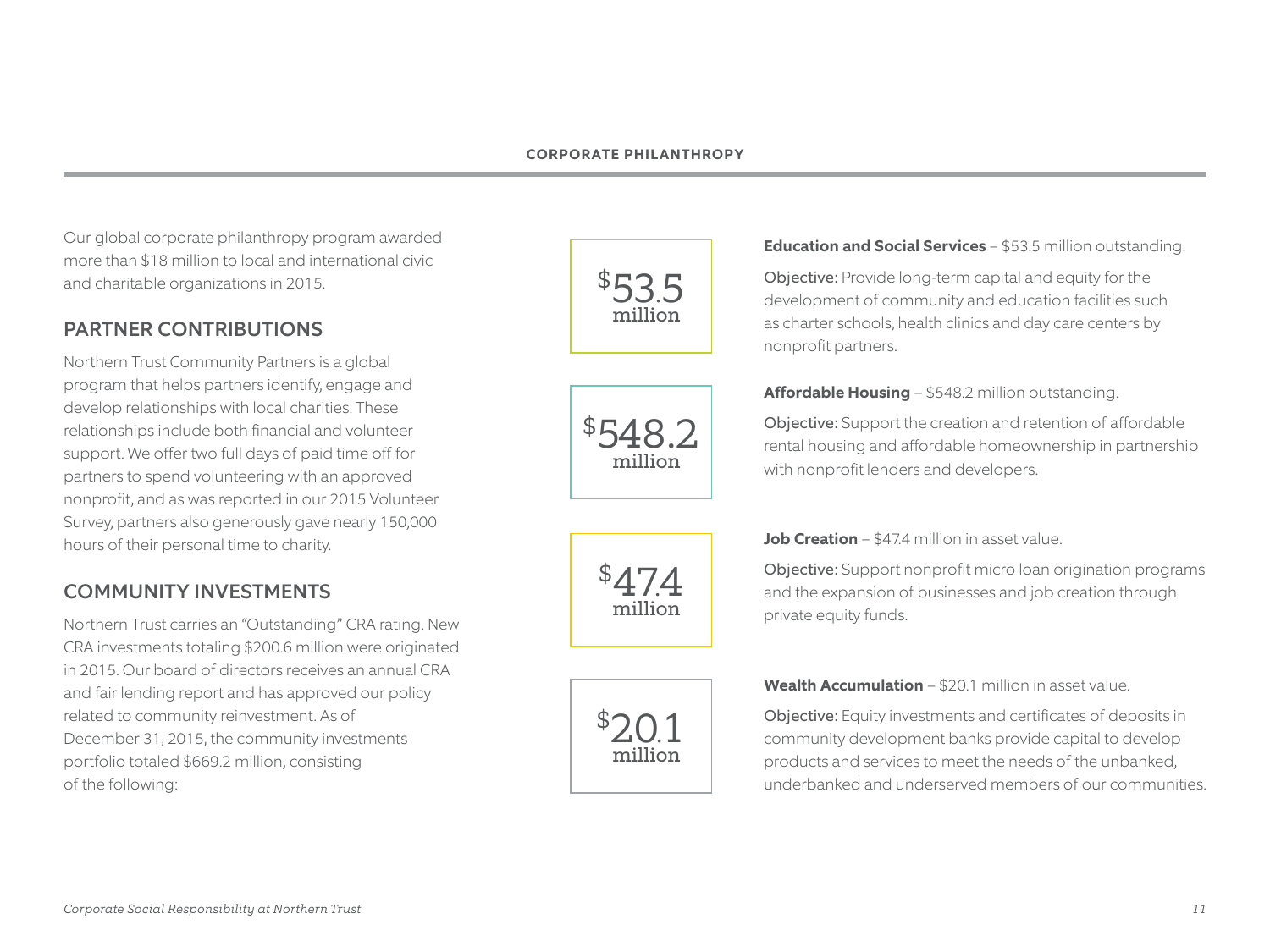# CORPORATE PHILANTHROPY

Our global corporate philanthropy program awarded more than $18 million to local and international civic and charitable organizations in 2015.

## PARTNER CONTRIBUTIONS

Northern Trust Community Partners is a global program that helps partners identify, engage and develop relationships with local charities. These relationships include both financial and volunteer support. We offer two full days of paid time off for partners to spend volunteering with an approved nonprofit, and as was reported in our 2015 Volunteer Survey, partners also generously gave nearly 150,000 hours of their personal time to charity.

## COMMUNITY INVESTMENTS

Northern Trust carries an "Outstanding" CRA rating. New CRA investments totaling $200.6 million were originated in 2015. Our board of directors receives an annual CRA and fair lending report and has approved our policy related to community reinvestment. As of December 31, 2015, the community investments portfolio totaled $669.2 million, consisting of the following:

$53.5 million

**Education and Social Services** – $53.5 million outstanding.

Objective: Provide long-term capital and equity for the development of community and education facilities such as charter schools, health clinics and day care centers by nonprofit partners.

$548.2 million

**Affordable Housing** – $548.2 million outstanding.

Objective: Support the creation and retention of affordable rental housing and affordable homeownership in partnership with nonprofit lenders and developers.

$47.4 million

**Job Creation** – $47.4 million in asset value.

Objective: Support nonprofit micro loan origination programs and the expansion of businesses and job creation through private equity funds.

$20.1 million

**Wealth Accumulation** – $20.1 million in asset value.

Objective: Equity investments and certificates of deposits in community development banks provide capital to develop products and services to meet the needs of the unbanked, underbanked and underserved members of our communities.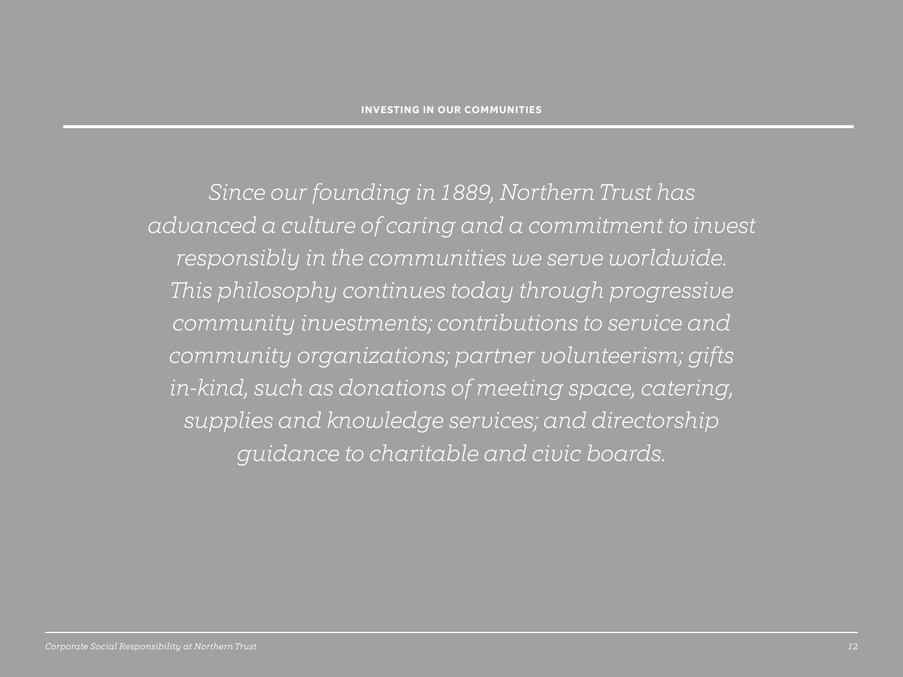## INVESTING IN OUR COMMUNITIES

*Since our founding in 1889, Northern Trust has advanced a culture of caring and a commitment to invest responsibly in the communities we serve worldwide. This philosophy continues today through progressive community investments; contributions to service and community organizations; partner volunteerism; gifts in-kind, such as donations of meeting space, catering, supplies and knowledge services; and directorship guidance to charitable and civic boards.*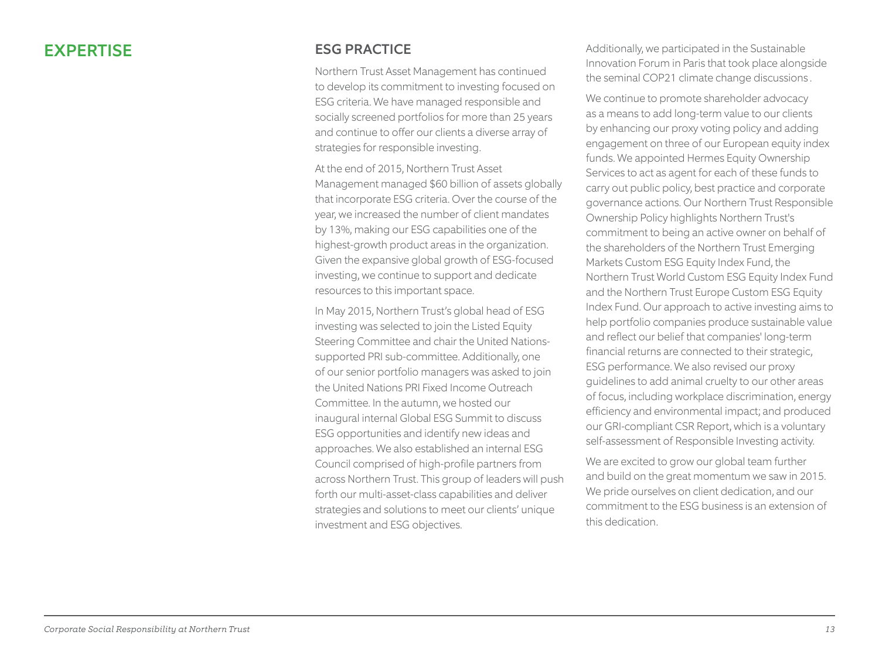# EXPERTISE

## ESG PRACTICE

Northern Trust Asset Management has continued to develop its commitment to investing focused on ESG criteria. We have managed responsible and socially screened portfolios for more than 25 years and continue to offer our clients a diverse array of strategies for responsible investing.

At the end of 2015, Northern Trust Asset Management managed $60 billion of assets globally that incorporate ESG criteria. Over the course of the year, we increased the number of client mandates by 13%, making our ESG capabilities one of the highest-growth product areas in the organization. Given the expansive global growth of ESG-focused investing, we continue to support and dedicate resources to this important space.

In May 2015, Northern Trust's global head of ESG investing was selected to join the Listed Equity Steering Committee and chair the United Nations-supported PRI sub-committee. Additionally, one of our senior portfolio managers was asked to join the United Nations PRI Fixed Income Outreach Committee. In the autumn, we hosted our inaugural internal Global ESG Summit to discuss ESG opportunities and identify new ideas and approaches. We also established an internal ESG Council comprised of high-profile partners from across Northern Trust. This group of leaders will push forth our multi-asset-class capabilities and deliver strategies and solutions to meet our clients' unique investment and ESG objectives.

Additionally, we participated in the Sustainable Innovation Forum in Paris that took place alongside the seminal COP21 climate change discussions.

We continue to promote shareholder advocacy as a means to add long-term value to our clients by enhancing our proxy voting policy and adding engagement on three of our European equity index funds. We appointed Hermes Equity Ownership Services to act as agent for each of these funds to carry out public policy, best practice and corporate governance actions. Our Northern Trust Responsible Ownership Policy highlights Northern Trust's commitment to being an active owner on behalf of the shareholders of the Northern Trust Emerging Markets Custom ESG Equity Index Fund, the Northern Trust World Custom ESG Equity Index Fund and the Northern Trust Europe Custom ESG Equity Index Fund. Our approach to active investing aims to help portfolio companies produce sustainable value and reflect our belief that companies' long-term financial returns are connected to their strategic, ESG performance. We also revised our proxy guidelines to add animal cruelty to our other areas of focus, including workplace discrimination, energy efficiency and environmental impact; and produced our GRI-compliant CSR Report, which is a voluntary self-assessment of Responsible Investing activity.

We are excited to grow our global team further and build on the great momentum we saw in 2015. We pride ourselves on client dedication, and our commitment to the ESG business is an extension of this dedication.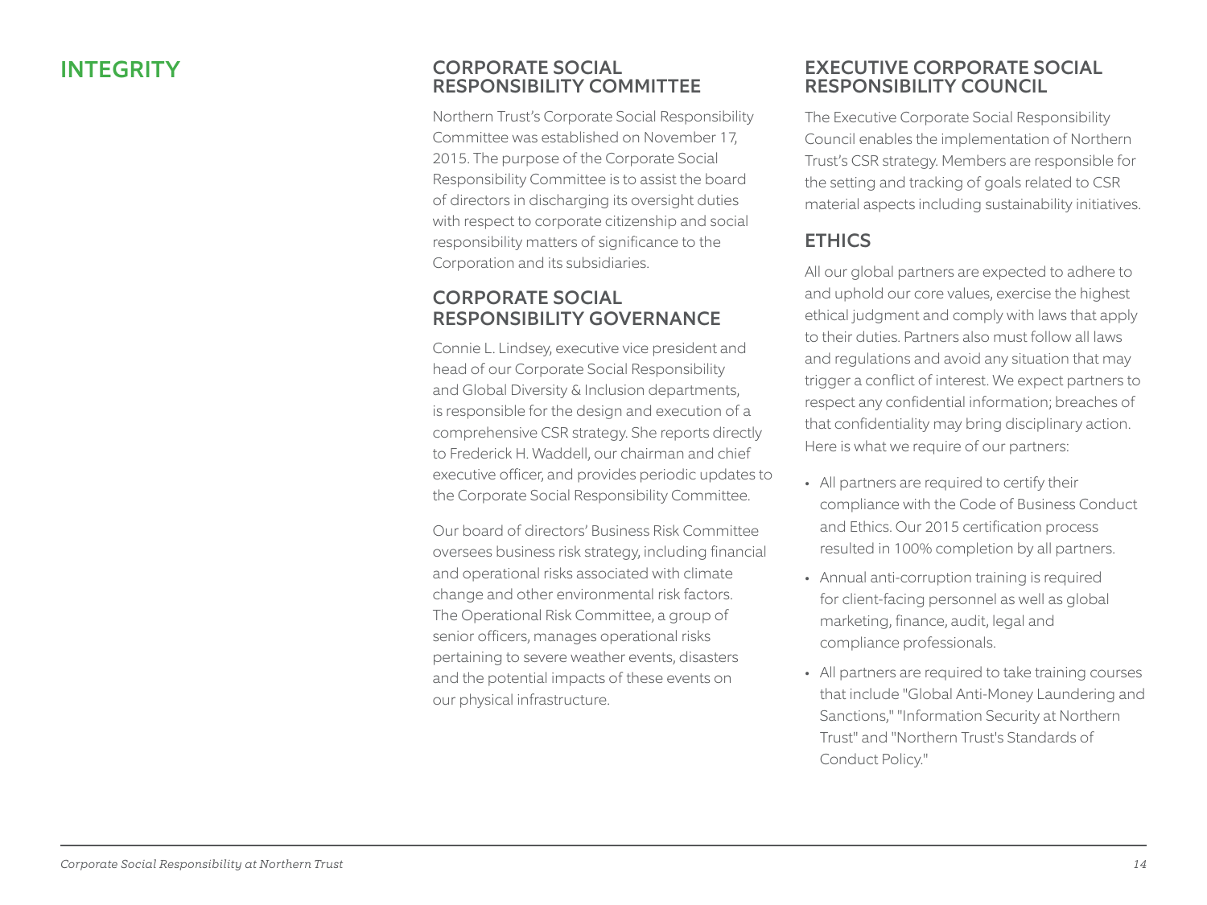# INTEGRITY

## CORPORATE SOCIAL RESPONSIBILITY COMMITTEE

Northern Trust's Corporate Social Responsibility Committee was established on November 17, 2015. The purpose of the Corporate Social Responsibility Committee is to assist the board of directors in discharging its oversight duties with respect to corporate citizenship and social responsibility matters of significance to the Corporation and its subsidiaries.

## CORPORATE SOCIAL RESPONSIBILITY GOVERNANCE

Connie L. Lindsey, executive vice president and head of our Corporate Social Responsibility and Global Diversity & Inclusion departments, is responsible for the design and execution of a comprehensive CSR strategy. She reports directly to Frederick H. Waddell, our chairman and chief executive officer, and provides periodic updates to the Corporate Social Responsibility Committee.

Our board of directors' Business Risk Committee oversees business risk strategy, including financial and operational risks associated with climate change and other environmental risk factors. The Operational Risk Committee, a group of senior officers, manages operational risks pertaining to severe weather events, disasters and the potential impacts of these events on our physical infrastructure.

## EXECUTIVE CORPORATE SOCIAL RESPONSIBILITY COUNCIL

The Executive Corporate Social Responsibility Council enables the implementation of Northern Trust's CSR strategy. Members are responsible for the setting and tracking of goals related to CSR material aspects including sustainability initiatives.

## ETHICS

All our global partners are expected to adhere to and uphold our core values, exercise the highest ethical judgment and comply with laws that apply to their duties. Partners also must follow all laws and regulations and avoid any situation that may trigger a conflict of interest. We expect partners to respect any confidential information; breaches of that confidentiality may bring disciplinary action. Here is what we require of our partners:

- All partners are required to certify their compliance with the Code of Business Conduct and Ethics. Our 2015 certification process resulted in 100% completion by all partners.
- Annual anti-corruption training is required for client-facing personnel as well as global marketing, finance, audit, legal and compliance professionals.
- All partners are required to take training courses that include "Global Anti-Money Laundering and Sanctions," "Information Security at Northern Trust" and "Northern Trust's Standards of Conduct Policy."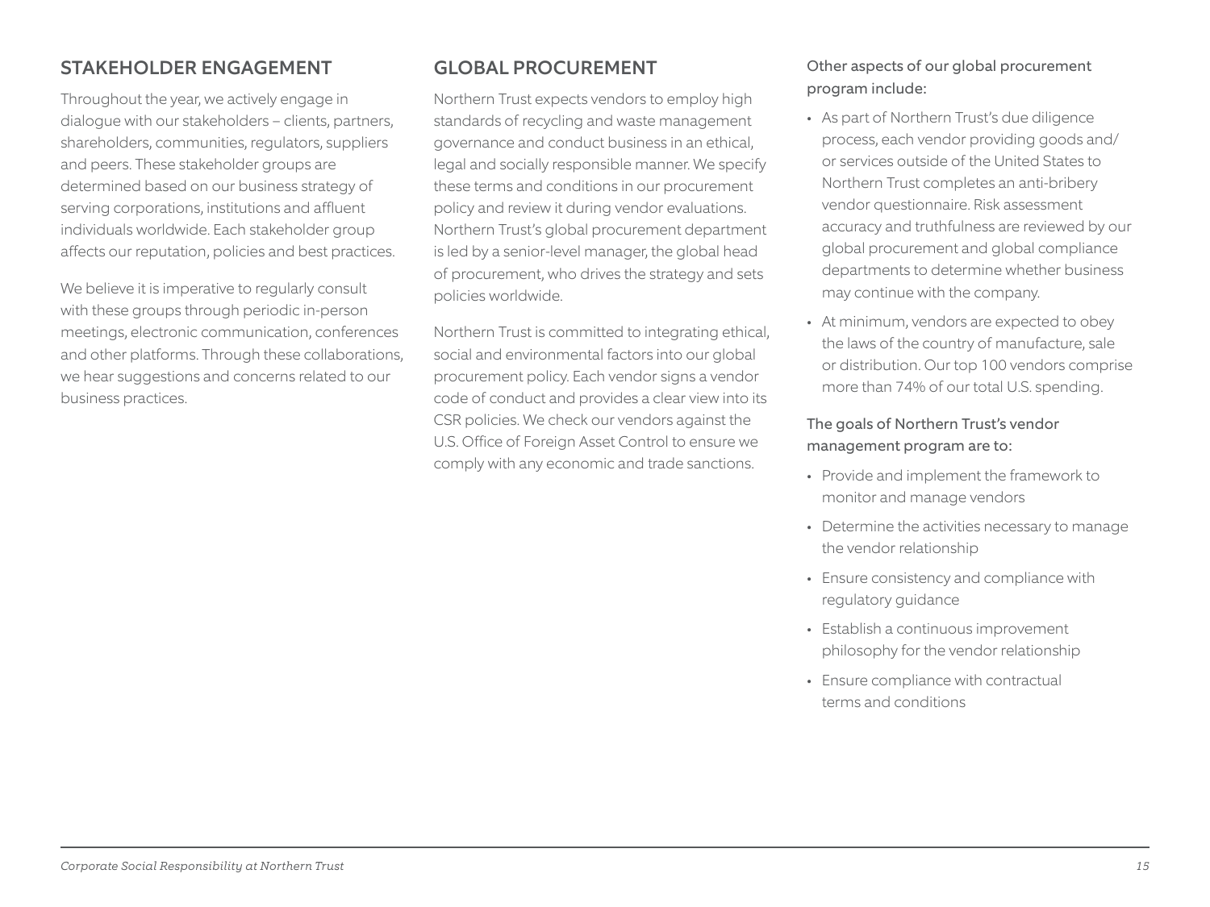## STAKEHOLDER ENGAGEMENT

Throughout the year, we actively engage in dialogue with our stakeholders – clients, partners, shareholders, communities, regulators, suppliers and peers. These stakeholder groups are determined based on our business strategy of serving corporations, institutions and affluent individuals worldwide. Each stakeholder group affects our reputation, policies and best practices.

We believe it is imperative to regularly consult with these groups through periodic in-person meetings, electronic communication, conferences and other platforms. Through these collaborations, we hear suggestions and concerns related to our business practices.

## GLOBAL PROCUREMENT

Northern Trust expects vendors to employ high standards of recycling and waste management governance and conduct business in an ethical, legal and socially responsible manner. We specify these terms and conditions in our procurement policy and review it during vendor evaluations. Northern Trust's global procurement department is led by a senior-level manager, the global head of procurement, who drives the strategy and sets policies worldwide.

Northern Trust is committed to integrating ethical, social and environmental factors into our global procurement policy. Each vendor signs a vendor code of conduct and provides a clear view into its CSR policies. We check our vendors against the U.S. Office of Foreign Asset Control to ensure we comply with any economic and trade sanctions.

Other aspects of our global procurement program include:

- As part of Northern Trust's due diligence process, each vendor providing goods and/or services outside of the United States to Northern Trust completes an anti-bribery vendor questionnaire. Risk assessment accuracy and truthfulness are reviewed by our global procurement and global compliance departments to determine whether business may continue with the company.
- At minimum, vendors are expected to obey the laws of the country of manufacture, sale or distribution. Our top 100 vendors comprise more than 74% of our total U.S. spending.

The goals of Northern Trust's vendor management program are to:

- Provide and implement the framework to monitor and manage vendors
- Determine the activities necessary to manage the vendor relationship
- Ensure consistency and compliance with regulatory guidance
- Establish a continuous improvement philosophy for the vendor relationship
- Ensure compliance with contractual terms and conditions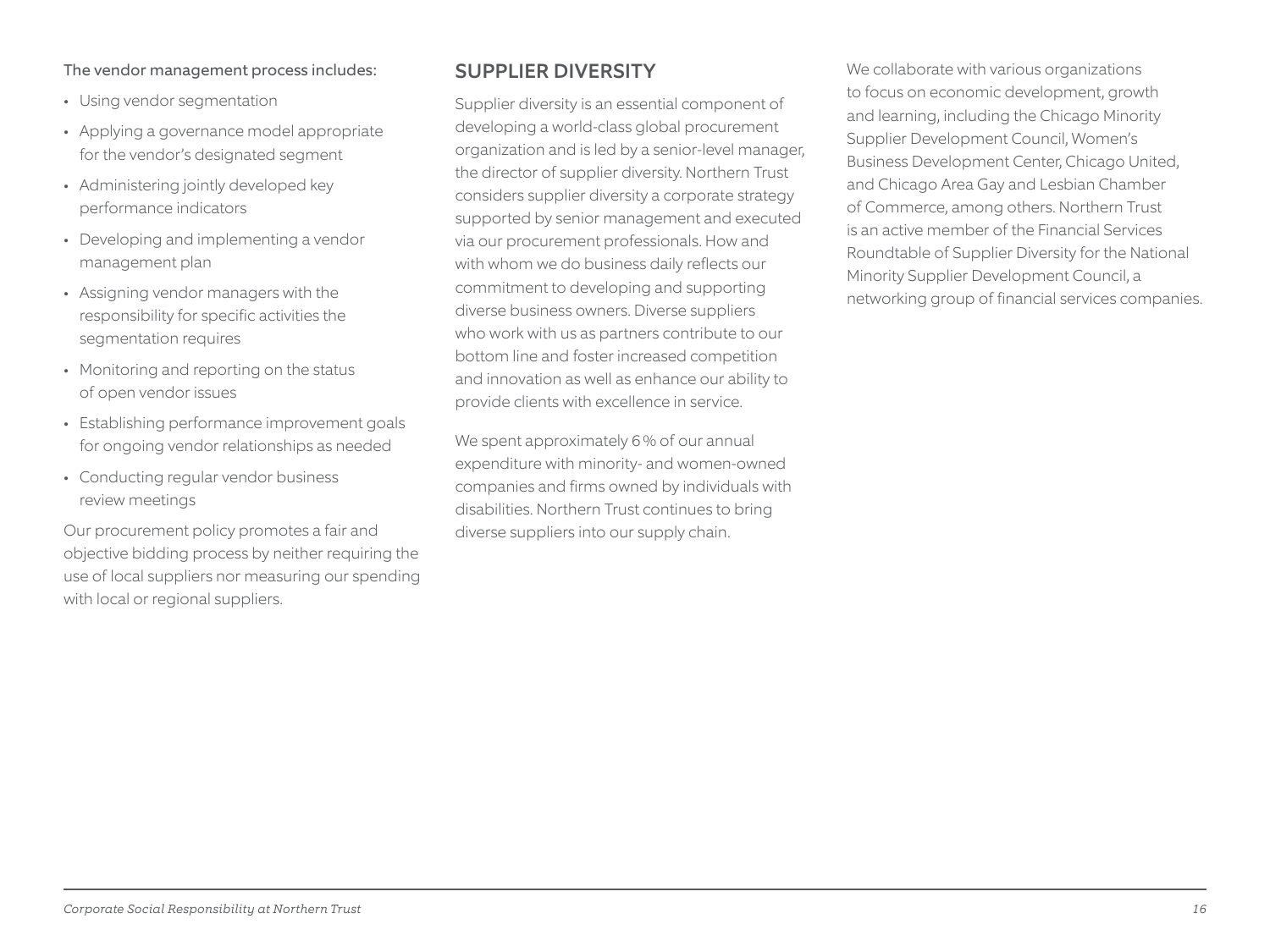The vendor management process includes:

- Using vendor segmentation
- Applying a governance model appropriate for the vendor's designated segment
- Administering jointly developed key performance indicators
- Developing and implementing a vendor management plan
- Assigning vendor managers with the responsibility for specific activities the segmentation requires
- Monitoring and reporting on the status of open vendor issues
- Establishing performance improvement goals for ongoing vendor relationships as needed
- Conducting regular vendor business review meetings

Our procurement policy promotes a fair and objective bidding process by neither requiring the use of local suppliers nor measuring our spending with local or regional suppliers.

## SUPPLIER DIVERSITY

Supplier diversity is an essential component of developing a world-class global procurement organization and is led by a senior-level manager, the director of supplier diversity. Northern Trust considers supplier diversity a corporate strategy supported by senior management and executed via our procurement professionals. How and with whom we do business daily reflects our commitment to developing and supporting diverse business owners. Diverse suppliers who work with us as partners contribute to our bottom line and foster increased competition and innovation as well as enhance our ability to provide clients with excellence in service.

We spent approximately 6% of our annual expenditure with minority- and women-owned companies and firms owned by individuals with disabilities. Northern Trust continues to bring diverse suppliers into our supply chain.

We collaborate with various organizations to focus on economic development, growth and learning, including the Chicago Minority Supplier Development Council, Women's Business Development Center, Chicago United, and Chicago Area Gay and Lesbian Chamber of Commerce, among others. Northern Trust is an active member of the Financial Services Roundtable of Supplier Diversity for the National Minority Supplier Development Council, a networking group of financial services companies.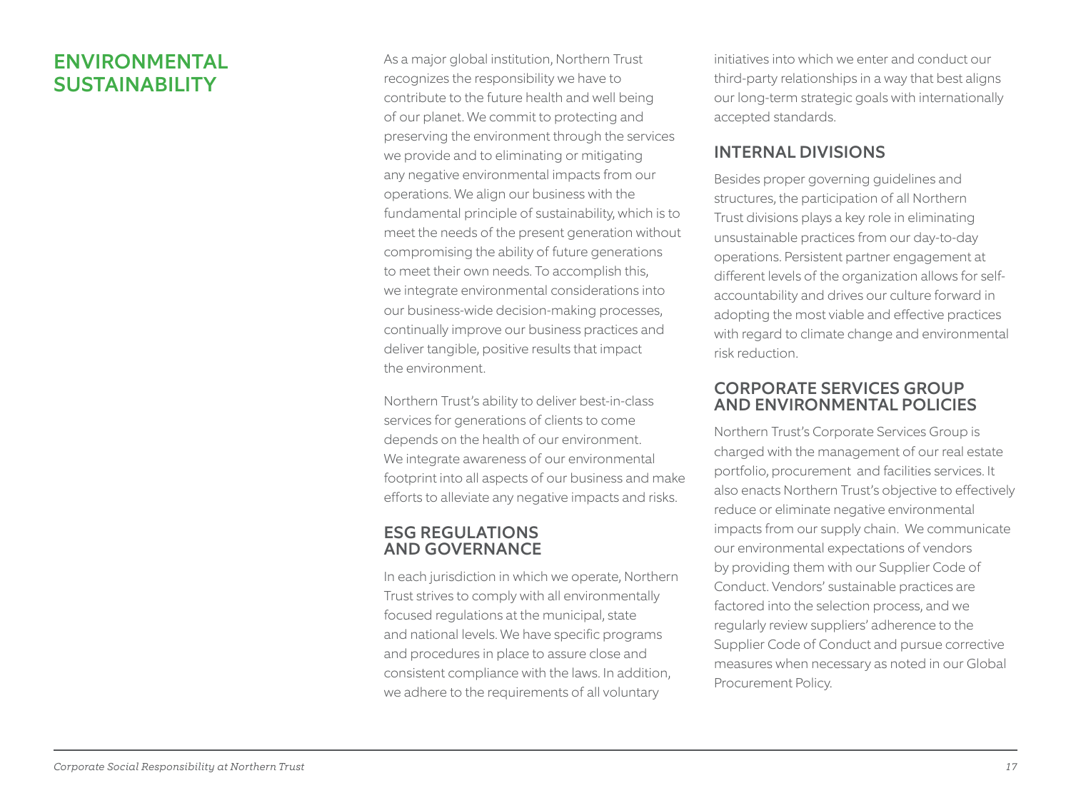## ENVIRONMENTAL SUSTAINABILITY

As a major global institution, Northern Trust recognizes the responsibility we have to contribute to the future health and well being of our planet. We commit to protecting and preserving the environment through the services we provide and to eliminating or mitigating any negative environmental impacts from our operations. We align our business with the fundamental principle of sustainability, which is to meet the needs of the present generation without compromising the ability of future generations to meet their own needs. To accomplish this, we integrate environmental considerations into our business-wide decision-making processes, continually improve our business practices and deliver tangible, positive results that impact the environment.

Northern Trust's ability to deliver best-in-class services for generations of clients to come depends on the health of our environment. We integrate awareness of our environmental footprint into all aspects of our business and make efforts to alleviate any negative impacts and risks.

### ESG REGULATIONS AND GOVERNANCE

In each jurisdiction in which we operate, Northern Trust strives to comply with all environmentally focused regulations at the municipal, state and national levels. We have specific programs and procedures in place to assure close and consistent compliance with the laws. In addition, we adhere to the requirements of all voluntary initiatives into which we enter and conduct our third-party relationships in a way that best aligns our long-term strategic goals with internationally accepted standards.

### INTERNAL DIVISIONS

Besides proper governing guidelines and structures, the participation of all Northern Trust divisions plays a key role in eliminating unsustainable practices from our day-to-day operations. Persistent partner engagement at different levels of the organization allows for self-accountability and drives our culture forward in adopting the most viable and effective practices with regard to climate change and environmental risk reduction.

### CORPORATE SERVICES GROUP AND ENVIRONMENTAL POLICIES

Northern Trust's Corporate Services Group is charged with the management of our real estate portfolio, procurement and facilities services. It also enacts Northern Trust's objective to effectively reduce or eliminate negative environmental impacts from our supply chain. We communicate our environmental expectations of vendors by providing them with our Supplier Code of Conduct. Vendors' sustainable practices are factored into the selection process, and we regularly review suppliers' adherence to the Supplier Code of Conduct and pursue corrective measures when necessary as noted in our Global Procurement Policy.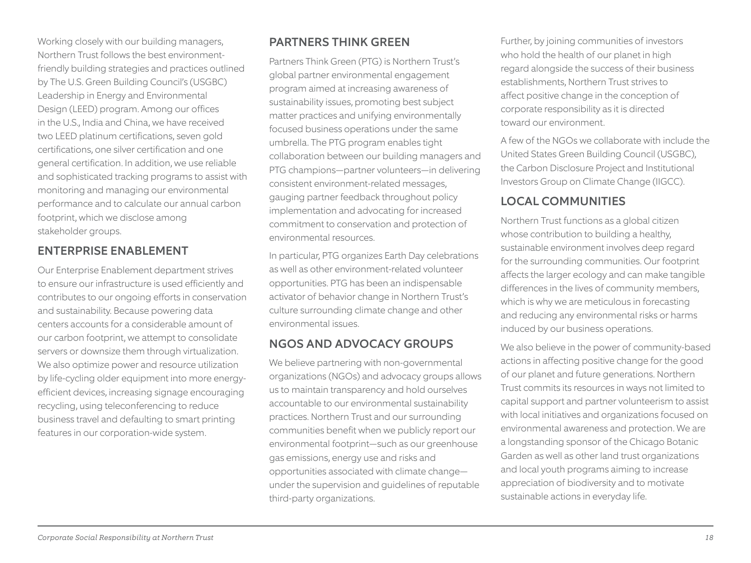Working closely with our building managers, Northern Trust follows the best environment-friendly building strategies and practices outlined by The U.S. Green Building Council's (USGBC) Leadership in Energy and Environmental Design (LEED) program. Among our offices in the U.S., India and China, we have received two LEED platinum certifications, seven gold certifications, one silver certification and one general certification. In addition, we use reliable and sophisticated tracking programs to assist with monitoring and managing our environmental performance and to calculate our annual carbon footprint, which we disclose among stakeholder groups.

## ENTERPRISE ENABLEMENT

Our Enterprise Enablement department strives to ensure our infrastructure is used efficiently and contributes to our ongoing efforts in conservation and sustainability. Because powering data centers accounts for a considerable amount of our carbon footprint, we attempt to consolidate servers or downsize them through virtualization. We also optimize power and resource utilization by life-cycling older equipment into more energy-efficient devices, increasing signage encouraging recycling, using teleconferencing to reduce business travel and defaulting to smart printing features in our corporation-wide system.

## PARTNERS THINK GREEN

Partners Think Green (PTG) is Northern Trust's global partner environmental engagement program aimed at increasing awareness of sustainability issues, promoting best subject matter practices and unifying environmentally focused business operations under the same umbrella. The PTG program enables tight collaboration between our building managers and PTG champions—partner volunteers—in delivering consistent environment-related messages, gauging partner feedback throughout policy implementation and advocating for increased commitment to conservation and protection of environmental resources.

In particular, PTG organizes Earth Day celebrations as well as other environment-related volunteer opportunities. PTG has been an indispensable activator of behavior change in Northern Trust's culture surrounding climate change and other environmental issues.

## NGOS AND ADVOCACY GROUPS

We believe partnering with non-governmental organizations (NGOs) and advocacy groups allows us to maintain transparency and hold ourselves accountable to our environmental sustainability practices. Northern Trust and our surrounding communities benefit when we publicly report our environmental footprint—such as our greenhouse gas emissions, energy use and risks and opportunities associated with climate change—under the supervision and guidelines of reputable third-party organizations.

Further, by joining communities of investors who hold the health of our planet in high regard alongside the success of their business establishments, Northern Trust strives to affect positive change in the conception of corporate responsibility as it is directed toward our environment.

A few of the NGOs we collaborate with include the United States Green Building Council (USGBC), the Carbon Disclosure Project and Institutional Investors Group on Climate Change (IIGCC).

## LOCAL COMMUNITIES

Northern Trust functions as a global citizen whose contribution to building a healthy, sustainable environment involves deep regard for the surrounding communities. Our footprint affects the larger ecology and can make tangible differences in the lives of community members, which is why we are meticulous in forecasting and reducing any environmental risks or harms induced by our business operations.

We also believe in the power of community-based actions in affecting positive change for the good of our planet and future generations. Northern Trust commits its resources in ways not limited to capital support and partner volunteerism to assist with local initiatives and organizations focused on environmental awareness and protection. We are a longstanding sponsor of the Chicago Botanic Garden as well as other land trust organizations and local youth programs aiming to increase appreciation of biodiversity and to motivate sustainable actions in everyday life.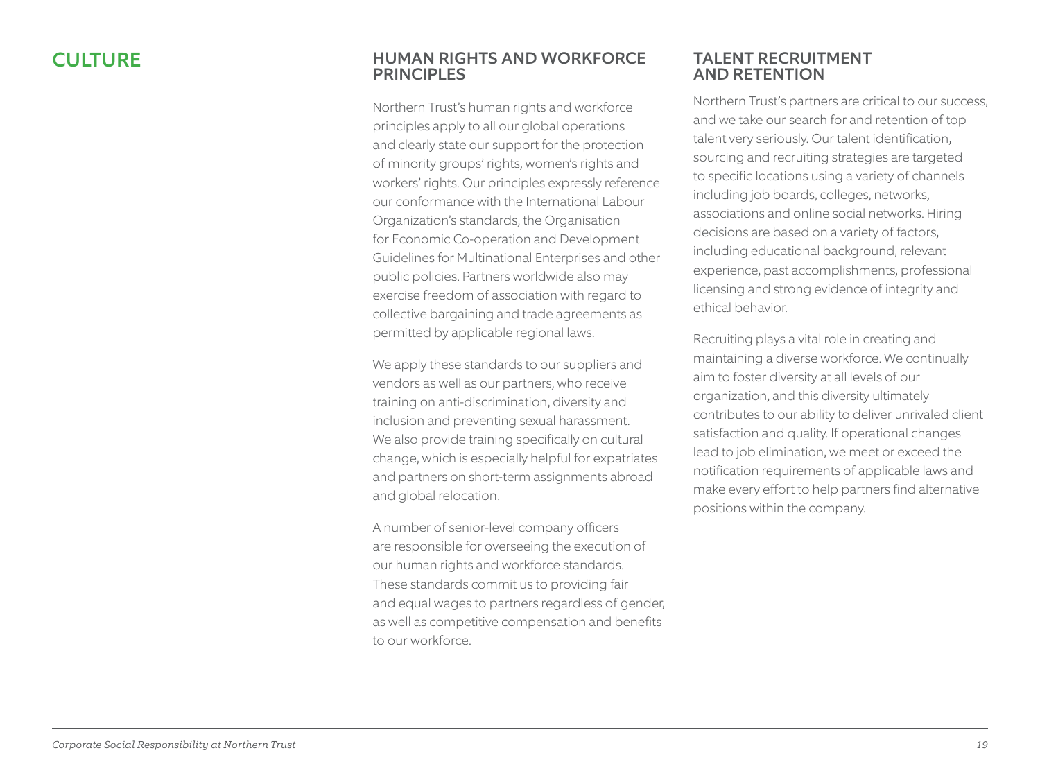# CULTURE

## HUMAN RIGHTS AND WORKFORCE PRINCIPLES

Northern Trust's human rights and workforce principles apply to all our global operations and clearly state our support for the protection of minority groups' rights, women's rights and workers' rights. Our principles expressly reference our conformance with the International Labour Organization's standards, the Organisation for Economic Co-operation and Development Guidelines for Multinational Enterprises and other public policies. Partners worldwide also may exercise freedom of association with regard to collective bargaining and trade agreements as permitted by applicable regional laws.

We apply these standards to our suppliers and vendors as well as our partners, who receive training on anti-discrimination, diversity and inclusion and preventing sexual harassment. We also provide training specifically on cultural change, which is especially helpful for expatriates and partners on short-term assignments abroad and global relocation.

A number of senior-level company officers are responsible for overseeing the execution of our human rights and workforce standards. These standards commit us to providing fair and equal wages to partners regardless of gender, as well as competitive compensation and benefits to our workforce.

## TALENT RECRUITMENT AND RETENTION

Northern Trust's partners are critical to our success, and we take our search for and retention of top talent very seriously. Our talent identification, sourcing and recruiting strategies are targeted to specific locations using a variety of channels including job boards, colleges, networks, associations and online social networks. Hiring decisions are based on a variety of factors, including educational background, relevant experience, past accomplishments, professional licensing and strong evidence of integrity and ethical behavior.

Recruiting plays a vital role in creating and maintaining a diverse workforce. We continually aim to foster diversity at all levels of our organization, and this diversity ultimately contributes to our ability to deliver unrivaled client satisfaction and quality. If operational changes lead to job elimination, we meet or exceed the notification requirements of applicable laws and make every effort to help partners find alternative positions within the company.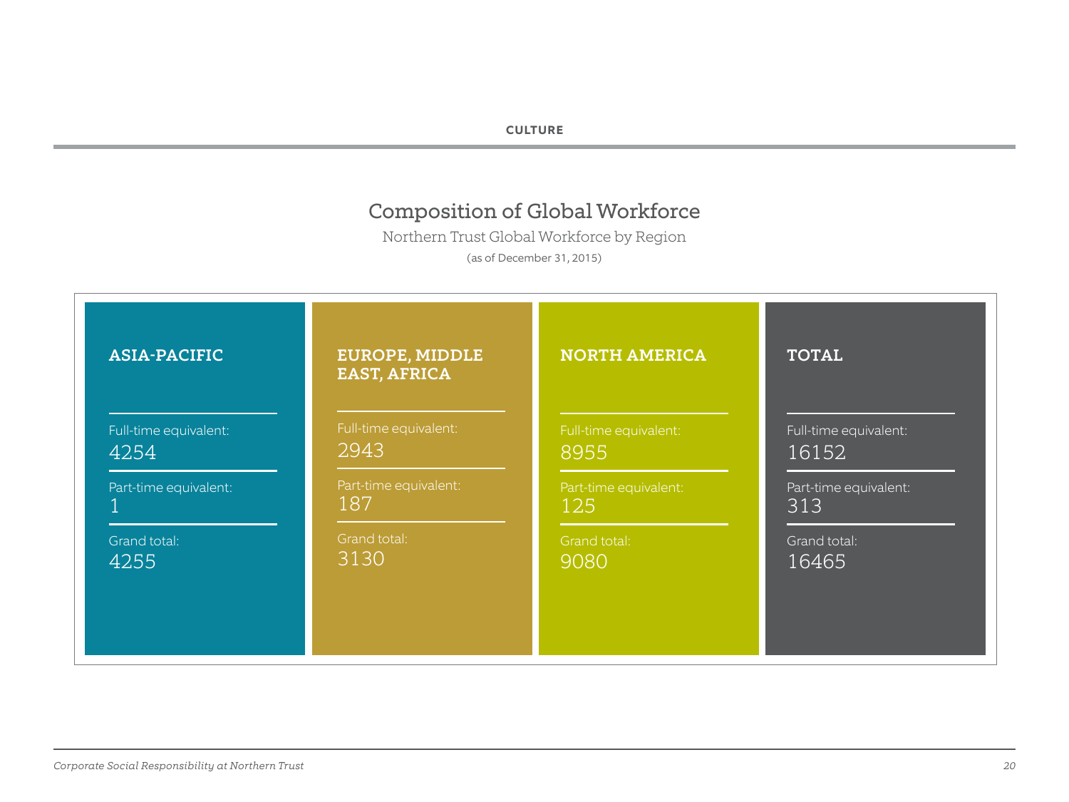## Composition of Global Workforce

Northern Trust Global Workforce by Region

(as of December 31, 2015)

| | ASIA-PACIFIC | EUROPE, MIDDLE EAST, AFRICA | NORTH AMERICA | TOTAL |
|---|---|---|---|---|
| Full-time equivalent: | 4254 | 2943 | 8955 | 16152 |
| Part-time equivalent: | 1 | 187 | 125 | 313 |
| Grand total: | 4255 | 3130 | 9080 | 16465 |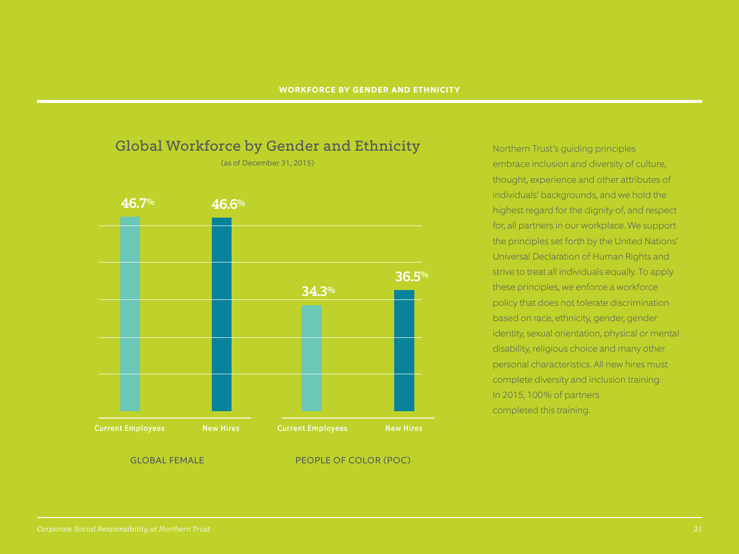## WORKFORCE BY GENDER AND ETHNICITY

### Global Workforce by Gender and Ethnicity

(as of December 31, 2015)

| | Current Employees | New Hires |
|---|---|---|
| GLOBAL FEMALE | 46.7% | 46.6% |
| PEOPLE OF COLOR (POC) | 34.3% | 36.5% |

Northern Trust's guiding principles embrace inclusion and diversity of culture, thought, experience and other attributes of individuals' backgrounds, and we hold the highest regard for the dignity of, and respect for, all partners in our workplace. We support the principles set forth by the United Nations' Universal Declaration of Human Rights and strive to treat all individuals equally. To apply these principles, we enforce a workforce policy that does not tolerate discrimination based on race, ethnicity, gender, gender identity, sexual orientation, physical or mental disability, religious choice and many other personal characteristics. All new hires must complete diversity and inclusion training. In 2015, 100% of partners completed this training.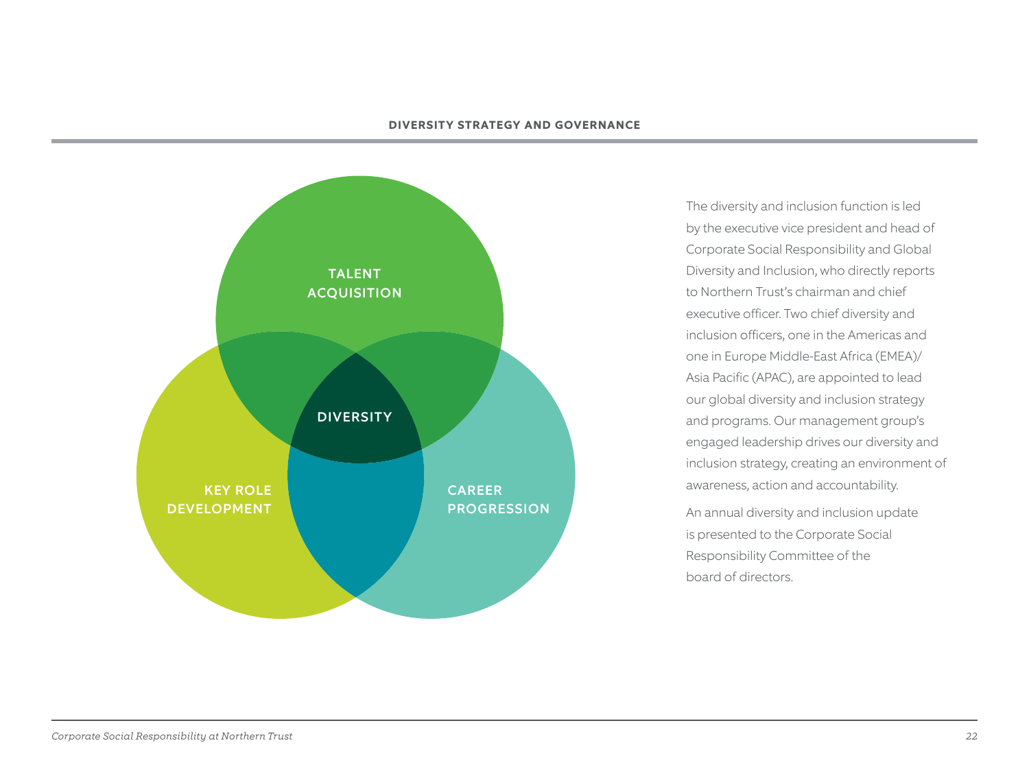## DIVERSITY STRATEGY AND GOVERNANCE

TALENT ACQUISITION

DIVERSITY

KEY ROLE DEVELOPMENT

CAREER PROGRESSION

The diversity and inclusion function is led by the executive vice president and head of Corporate Social Responsibility and Global Diversity and Inclusion, who directly reports to Northern Trust's chairman and chief executive officer. Two chief diversity and inclusion officers, one in the Americas and one in Europe Middle-East Africa (EMEA)/ Asia Pacific (APAC), are appointed to lead our global diversity and inclusion strategy and programs. Our management group's engaged leadership drives our diversity and inclusion strategy, creating an environment of awareness, action and accountability.

An annual diversity and inclusion update is presented to the Corporate Social Responsibility Committee of the board of directors.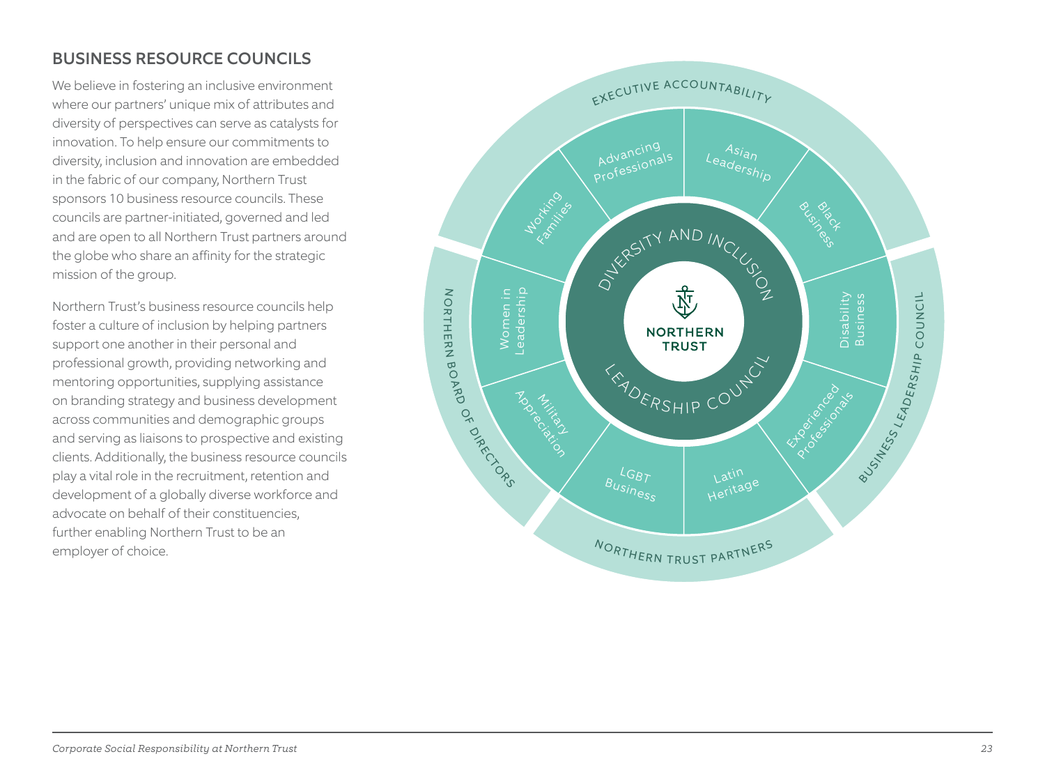## BUSINESS RESOURCE COUNCILS

We believe in fostering an inclusive environment where our partners' unique mix of attributes and diversity of perspectives can serve as catalysts for innovation. To help ensure our commitments to diversity, inclusion and innovation are embedded in the fabric of our company, Northern Trust sponsors 10 business resource councils. These councils are partner-initiated, governed and led and are open to all Northern Trust partners around the globe who share an affinity for the strategic mission of the group.

Northern Trust's business resource councils help foster a culture of inclusion by helping partners support one another in their personal and professional growth, providing networking and mentoring opportunities, supplying assistance on branding strategy and business development across communities and demographic groups and serving as liaisons to prospective and existing clients. Additionally, the business resource councils play a vital role in the recruitment, retention and development of a globally diverse workforce and advocate on behalf of their constituencies, further enabling Northern Trust to be an employer of choice.

EXECUTIVE ACCOUNTABILITY

BUSINESS LEADERSHIP COUNCIL

NORTHERN TRUST PARTNERS

NORTHERN BOARD OF DIRECTORS

DIVERSITY AND INCLUSION LEADERSHIP COUNCIL

NORTHERN TRUST

- Advancing Professionals
- Asian Leadership
- Black Business
- Disability Business
- Experienced Professionals
- Latin Heritage
- LGBT Business
- Military Appreciation
- Women in Leadership
- Working Families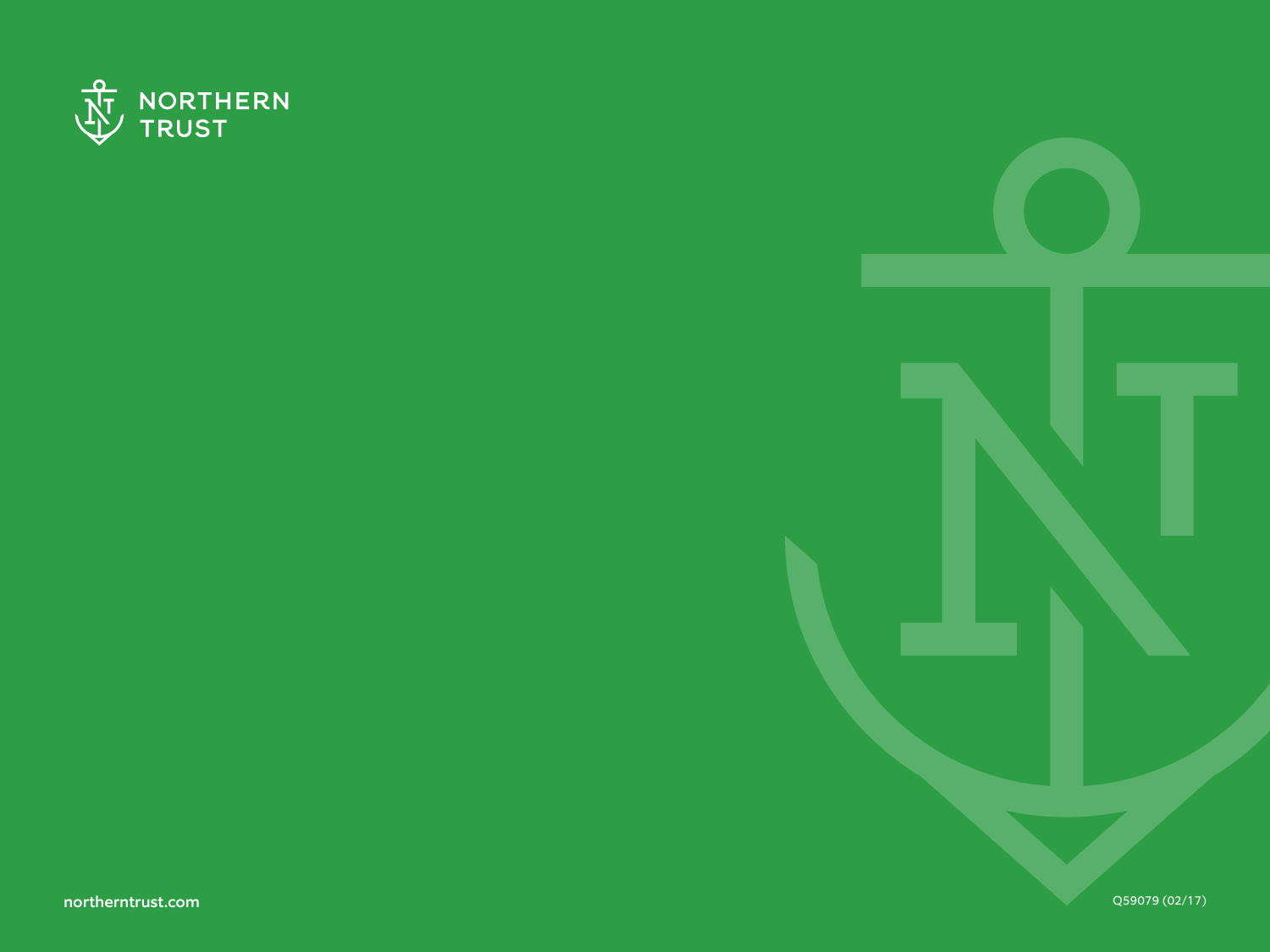NORTHERN
TRUST

northerntrust.com

Q59079 (02/17)